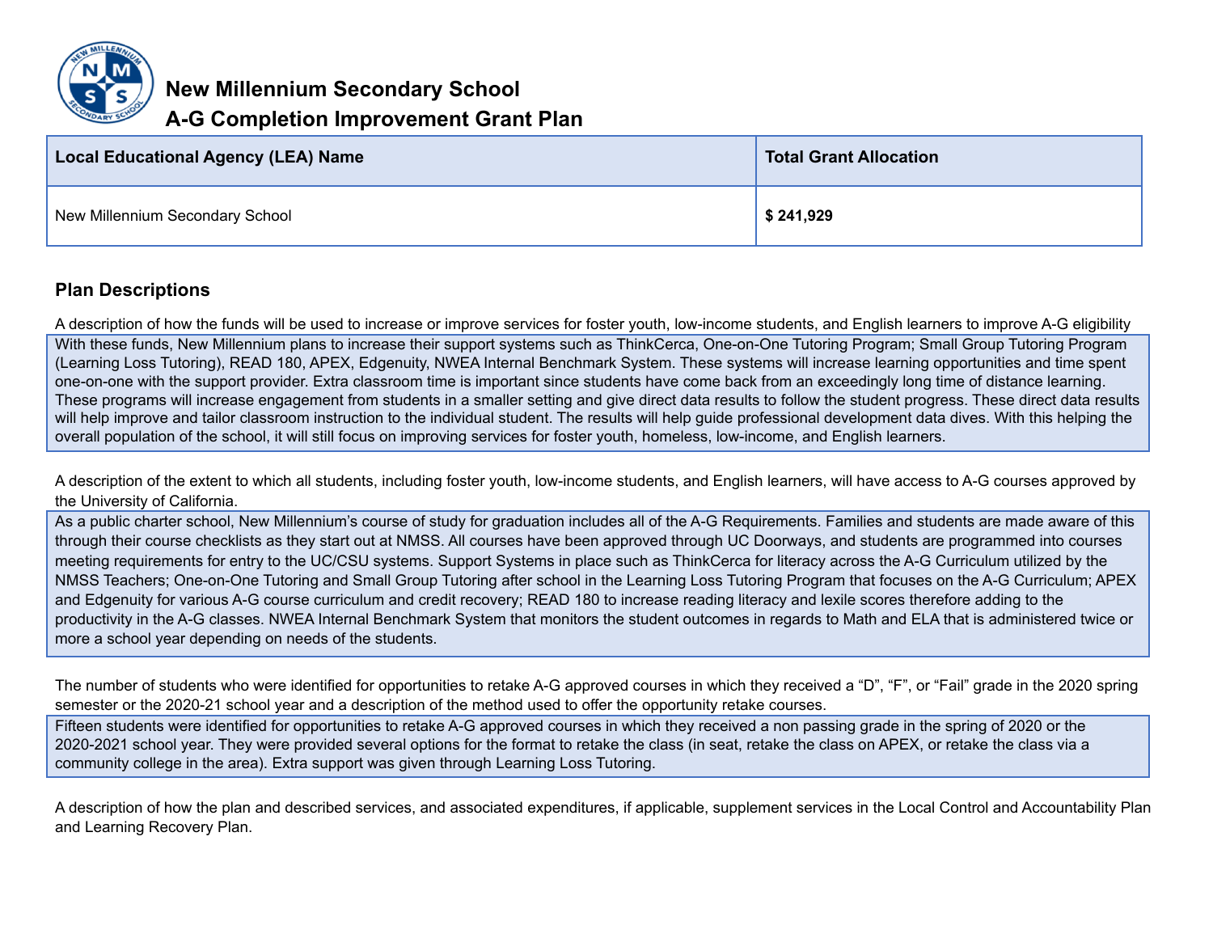# New Millennium Secondary School
## A-G Completion Improvement Grant Plan

| Local Educational Agency (LEA) Name | Total Grant Allocation |
| --- | --- |
| New Millennium Secondary School | **$ 241,929** |

## Plan Descriptions

A description of how the funds will be used to increase or improve services for foster youth, low-income students, and English learners to improve A-G eligibility

With these funds, New Millennium plans to increase their support systems such as ThinkCerca, One-on-One Tutoring Program; Small Group Tutoring Program (Learning Loss Tutoring), READ 180, APEX, Edgenuity, NWEA Internal Benchmark System. These systems will increase learning opportunities and time spent one-on-one with the support provider. Extra classroom time is important since students have come back from an exceedingly long time of distance learning. These programs will increase engagement from students in a smaller setting and give direct data results to follow the student progress. These direct data results will help improve and tailor classroom instruction to the individual student. The results will help guide professional development data dives. With this helping the overall population of the school, it will still focus on improving services for foster youth, homeless, low-income, and English learners.

A description of the extent to which all students, including foster youth, low-income students, and English learners, will have access to A-G courses approved by the University of California.

As a public charter school, New Millennium's course of study for graduation includes all of the A-G Requirements. Families and students are made aware of this through their course checklists as they start out at NMSS. All courses have been approved through UC Doorways, and students are programmed into courses meeting requirements for entry to the UC/CSU systems. Support Systems in place such as ThinkCerca for literacy across the A-G Curriculum utilized by the NMSS Teachers; One-on-One Tutoring and Small Group Tutoring after school in the Learning Loss Tutoring Program that focuses on the A-G Curriculum; APEX and Edgenuity for various A-G course curriculum and credit recovery; READ 180 to increase reading literacy and lexile scores therefore adding to the productivity in the A-G classes. NWEA Internal Benchmark System that monitors the student outcomes in regards to Math and ELA that is administered twice or more a school year depending on needs of the students.

The number of students who were identified for opportunities to retake A-G approved courses in which they received a "D", "F", or "Fail" grade in the 2020 spring semester or the 2020-21 school year and a description of the method used to offer the opportunity retake courses.

Fifteen students were identified for opportunities to retake A-G approved courses in which they received a non passing grade in the spring of 2020 or the 2020-2021 school year. They were provided several options for the format to retake the class (in seat, retake the class on APEX, or retake the class via a community college in the area). Extra support was given through Learning Loss Tutoring.

A description of how the plan and described services, and associated expenditures, if applicable, supplement services in the Local Control and Accountability Plan and Learning Recovery Plan.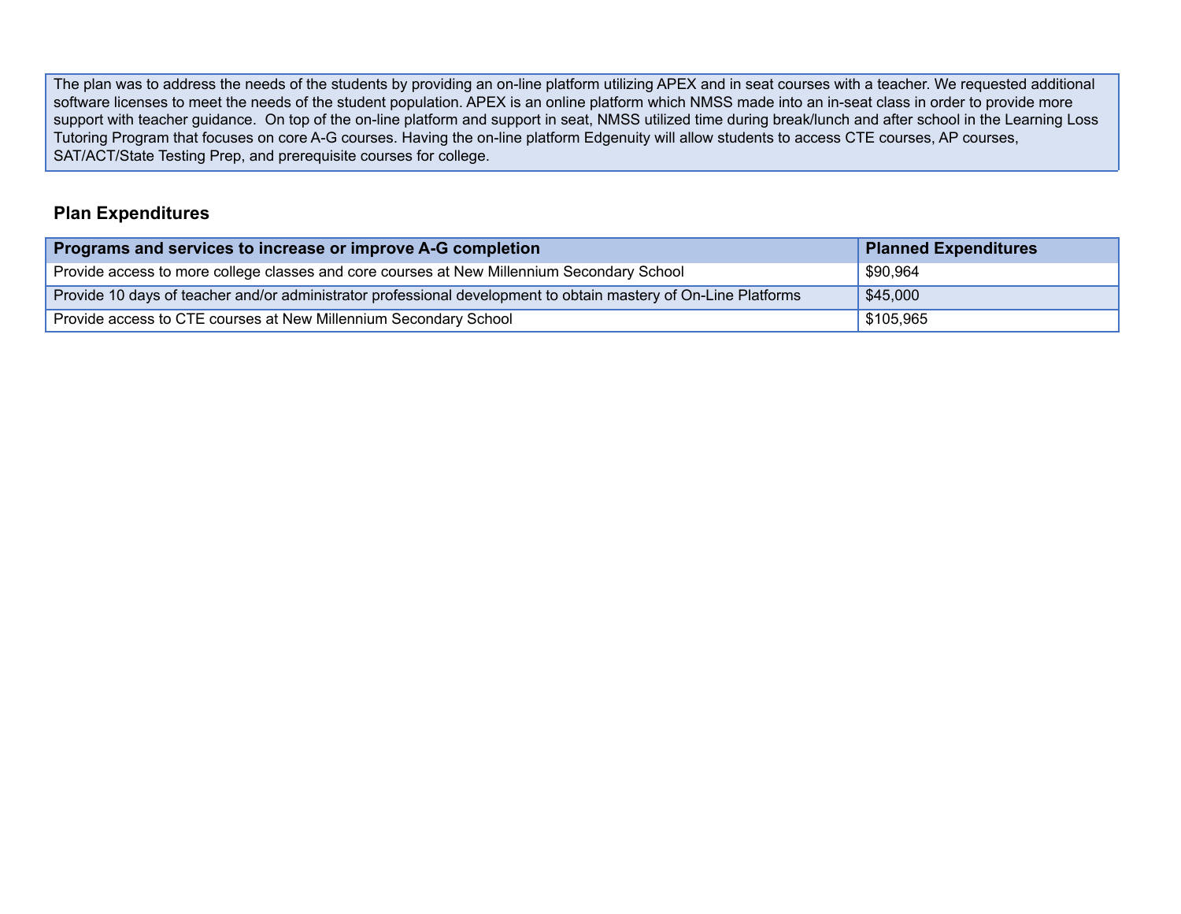The plan was to address the needs of the students by providing an on-line platform utilizing APEX and in seat courses with a teacher. We requested additional software licenses to meet the needs of the student population. APEX is an online platform which NMSS made into an in-seat class in order to provide more support with teacher guidance. On top of the on-line platform and support in seat, NMSS utilized time during break/lunch and after school in the Learning Loss Tutoring Program that focuses on core A-G courses. Having the on-line platform Edgenuity will allow students to access CTE courses, AP courses, SAT/ACT/State Testing Prep, and prerequisite courses for college.

## Plan Expenditures

| Programs and services to increase or improve A-G completion | Planned Expenditures |
| --- | --- |
| Provide access to more college classes and core courses at New Millennium Secondary School | $90,964 |
| Provide 10 days of teacher and/or administrator professional development to obtain mastery of On-Line Platforms | $45,000 |
| Provide access to CTE courses at New Millennium Secondary School | $105,965 |